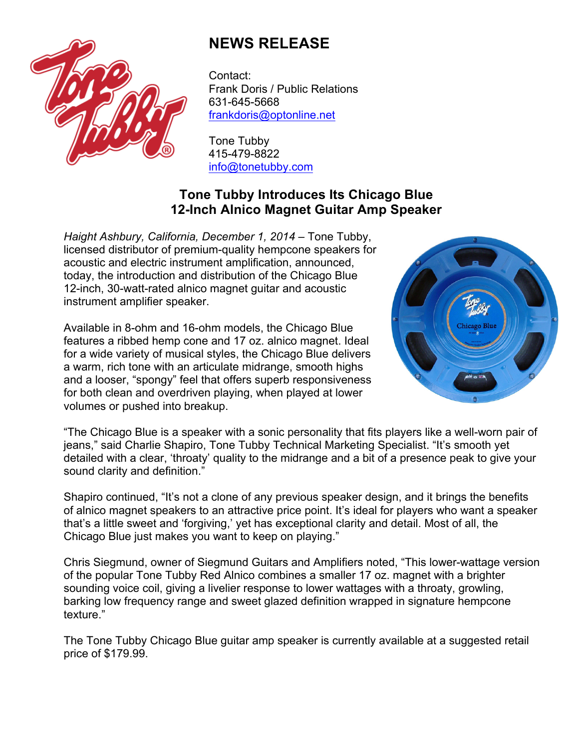# NEWS RELEASE

Contact:
Frank Doris / Public Relations
631-645-5668
frankdoris@optonline.net

Tone Tubby
415-479-8822
info@tonetubby.com

## Tone Tubby Introduces Its Chicago Blue 12-Inch Alnico Magnet Guitar Amp Speaker

*Haight Ashbury, California, December 1, 2014* – Tone Tubby, licensed distributor of premium-quality hempcone speakers for acoustic and electric instrument amplification, announced, today, the introduction and distribution of the Chicago Blue 12-inch, 30-watt-rated alnico magnet guitar and acoustic instrument amplifier speaker.

Available in 8-ohm and 16-ohm models, the Chicago Blue features a ribbed hemp cone and 17 oz. alnico magnet. Ideal for a wide variety of musical styles, the Chicago Blue delivers a warm, rich tone with an articulate midrange, smooth highs and a looser, "spongy" feel that offers superb responsiveness for both clean and overdriven playing, when played at lower volumes or pushed into breakup.

"The Chicago Blue is a speaker with a sonic personality that fits players like a well-worn pair of jeans," said Charlie Shapiro, Tone Tubby Technical Marketing Specialist. "It's smooth yet detailed with a clear, 'throaty' quality to the midrange and a bit of a presence peak to give your sound clarity and definition."

Shapiro continued, "It's not a clone of any previous speaker design, and it brings the benefits of alnico magnet speakers to an attractive price point. It's ideal for players who want a speaker that's a little sweet and 'forgiving,' yet has exceptional clarity and detail. Most of all, the Chicago Blue just makes you want to keep on playing."

Chris Siegmund, owner of Siegmund Guitars and Amplifiers noted, "This lower-wattage version of the popular Tone Tubby Red Alnico combines a smaller 17 oz. magnet with a brighter sounding voice coil, giving a livelier response to lower wattages with a throaty, growling, barking low frequency range and sweet glazed definition wrapped in signature hempcone texture."

The Tone Tubby Chicago Blue guitar amp speaker is currently available at a suggested retail price of $179.99.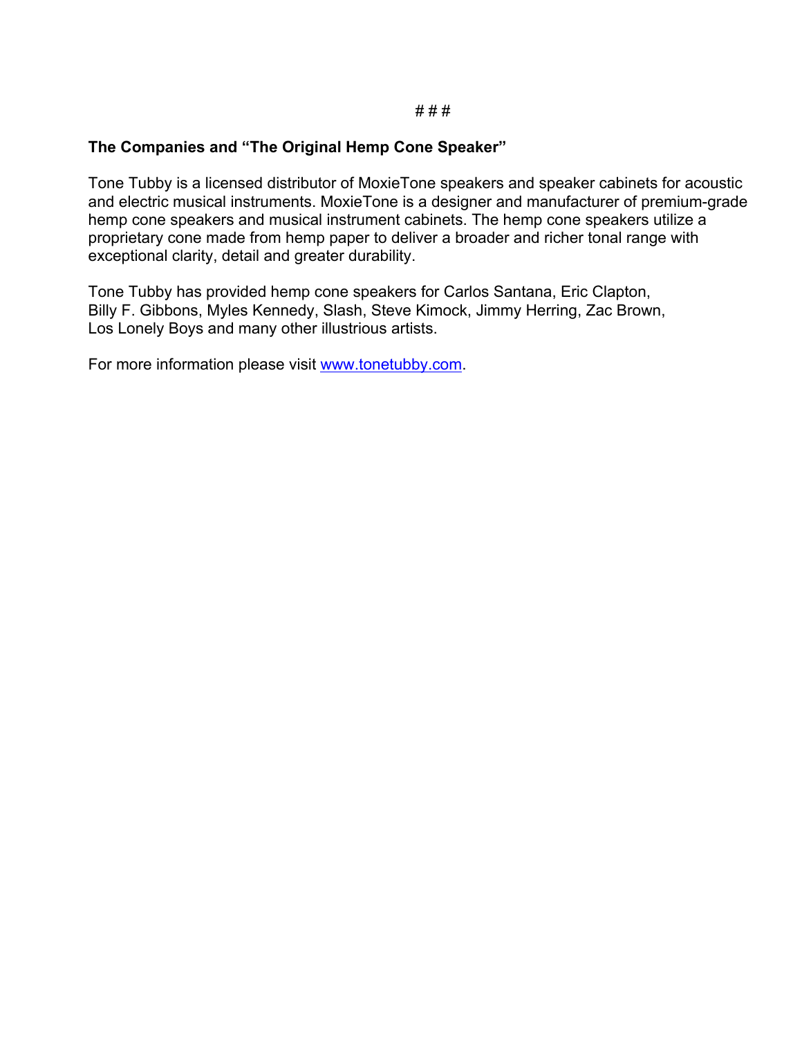# # #

**The Companies and "The Original Hemp Cone Speaker"**

Tone Tubby is a licensed distributor of MoxieTone speakers and speaker cabinets for acoustic and electric musical instruments. MoxieTone is a designer and manufacturer of premium-grade hemp cone speakers and musical instrument cabinets. The hemp cone speakers utilize a proprietary cone made from hemp paper to deliver a broader and richer tonal range with exceptional clarity, detail and greater durability.

Tone Tubby has provided hemp cone speakers for Carlos Santana, Eric Clapton, Billy F. Gibbons, Myles Kennedy, Slash, Steve Kimock, Jimmy Herring, Zac Brown, Los Lonely Boys and many other illustrious artists.

For more information please visit [www.tonetubby.com](http://www.tonetubby.com).